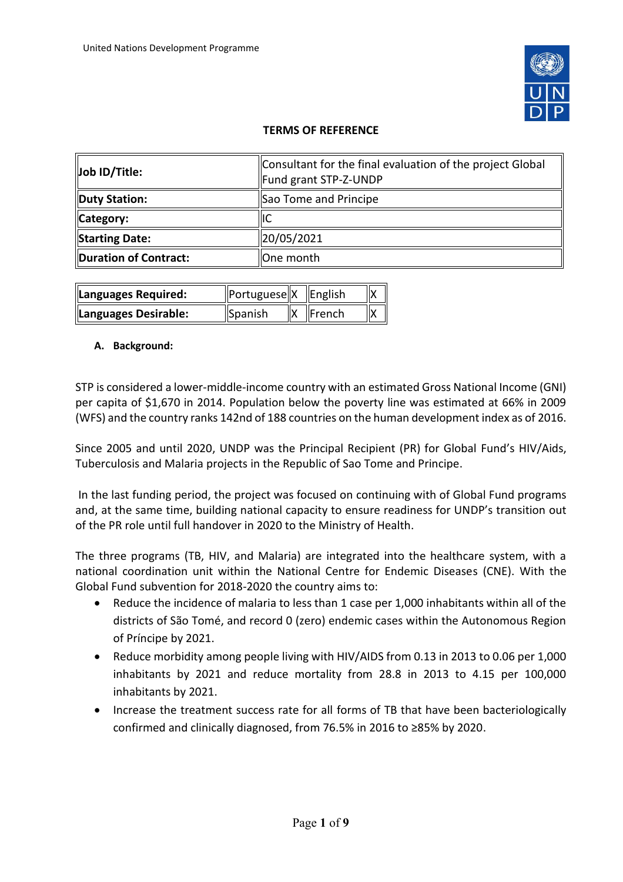United Nations Development Programme

**TERMS OF REFERENCE**

| | |
|---|---|
| **Job ID/Title:** | Consultant for the final evaluation of the project Global Fund grant STP-Z-UNDP |
| **Duty Station:** | Sao Tome and Principe |
| **Category:** | IC |
| **Starting Date:** | 20/05/2021 |
| **Duration of Contract:** | One month |

| | | | | |
|---|---|---|---|---|
| **Languages Required:** | Portuguese | X | English | X |
| **Languages Desirable:** | Spanish | X | French | X |

**A. Background:**

STP is considered a lower-middle-income country with an estimated Gross National Income (GNI) per capita of $1,670 in 2014. Population below the poverty line was estimated at 66% in 2009 (WFS) and the country ranks 142nd of 188 countries on the human development index as of 2016.

Since 2005 and until 2020, UNDP was the Principal Recipient (PR) for Global Fund's HIV/Aids, Tuberculosis and Malaria projects in the Republic of Sao Tome and Principe.

In the last funding period, the project was focused on continuing with of Global Fund programs and, at the same time, building national capacity to ensure readiness for UNDP's transition out of the PR role until full handover in 2020 to the Ministry of Health.

The three programs (TB, HIV, and Malaria) are integrated into the healthcare system, with a national coordination unit within the National Centre for Endemic Diseases (CNE). With the Global Fund subvention for 2018-2020 the country aims to:

- Reduce the incidence of malaria to less than 1 case per 1,000 inhabitants within all of the districts of São Tomé, and record 0 (zero) endemic cases within the Autonomous Region of Príncipe by 2021.
- Reduce morbidity among people living with HIV/AIDS from 0.13 in 2013 to 0.06 per 1,000 inhabitants by 2021 and reduce mortality from 28.8 in 2013 to 4.15 per 100,000 inhabitants by 2021.
- Increase the treatment success rate for all forms of TB that have been bacteriologically confirmed and clinically diagnosed, from 76.5% in 2016 to ≥85% by 2020.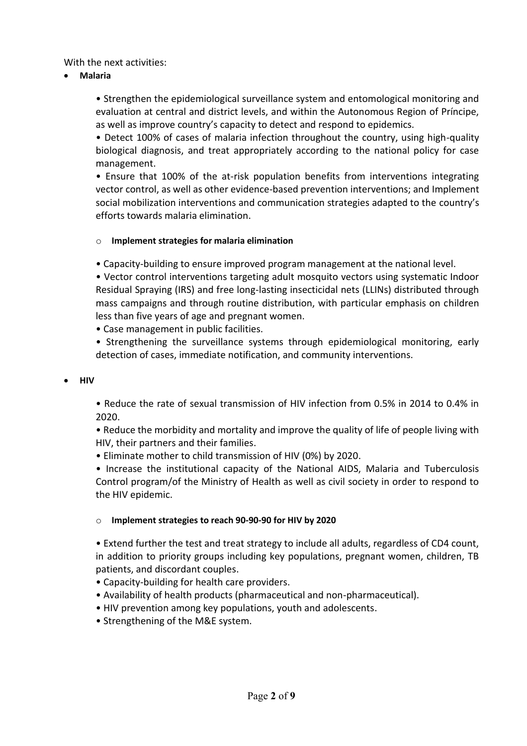With the next activities:

- **Malaria**

  • Strengthen the epidemiological surveillance system and entomological monitoring and evaluation at central and district levels, and within the Autonomous Region of Príncipe, as well as improve country's capacity to detect and respond to epidemics.

  • Detect 100% of cases of malaria infection throughout the country, using high-quality biological diagnosis, and treat appropriately according to the national policy for case management.

  • Ensure that 100% of the at-risk population benefits from interventions integrating vector control, as well as other evidence-based prevention interventions; and Implement social mobilization interventions and communication strategies adapted to the country's efforts towards malaria elimination.

  - **Implement strategies for malaria elimination**

  • Capacity-building to ensure improved program management at the national level.

  • Vector control interventions targeting adult mosquito vectors using systematic Indoor Residual Spraying (IRS) and free long-lasting insecticidal nets (LLINs) distributed through mass campaigns and through routine distribution, with particular emphasis on children less than five years of age and pregnant women.

  • Case management in public facilities.

  • Strengthening the surveillance systems through epidemiological monitoring, early detection of cases, immediate notification, and community interventions.

- **HIV**

  • Reduce the rate of sexual transmission of HIV infection from 0.5% in 2014 to 0.4% in 2020.

  • Reduce the morbidity and mortality and improve the quality of life of people living with HIV, their partners and their families.

  • Eliminate mother to child transmission of HIV (0%) by 2020.

  • Increase the institutional capacity of the National AIDS, Malaria and Tuberculosis Control program/of the Ministry of Health as well as civil society in order to respond to the HIV epidemic.

  - **Implement strategies to reach 90-90-90 for HIV by 2020**

  • Extend further the test and treat strategy to include all adults, regardless of CD4 count, in addition to priority groups including key populations, pregnant women, children, TB patients, and discordant couples.

  • Capacity-building for health care providers.

  • Availability of health products (pharmaceutical and non-pharmaceutical).

  • HIV prevention among key populations, youth and adolescents.

  • Strengthening of the M&E system.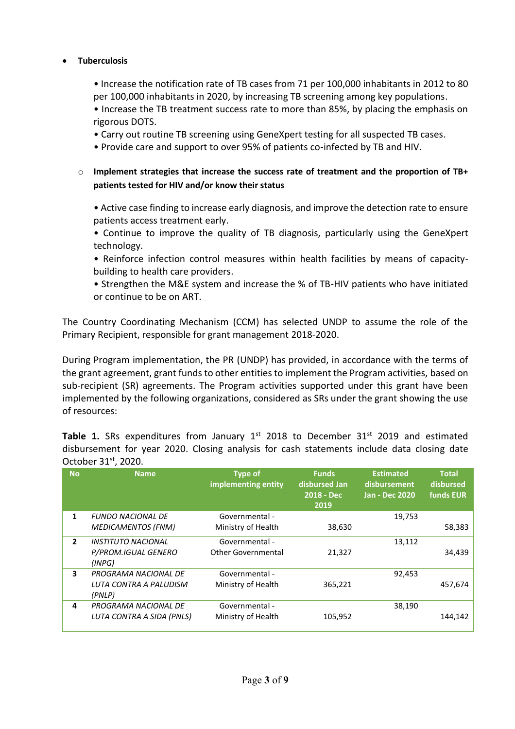- **Tuberculosis**

  • Increase the notification rate of TB cases from 71 per 100,000 inhabitants in 2012 to 80 per 100,000 inhabitants in 2020, by increasing TB screening among key populations.
  • Increase the TB treatment success rate to more than 85%, by placing the emphasis on rigorous DOTS.
  • Carry out routine TB screening using GeneXpert testing for all suspected TB cases.
  • Provide care and support to over 95% of patients co-infected by TB and HIV.

  - **Implement strategies that increase the success rate of treatment and the proportion of TB+ patients tested for HIV and/or know their status**

    • Active case finding to increase early diagnosis, and improve the detection rate to ensure patients access treatment early.
    • Continue to improve the quality of TB diagnosis, particularly using the GeneXpert technology.
    • Reinforce infection control measures within health facilities by means of capacity-building to health care providers.
    • Strengthen the M&E system and increase the % of TB-HIV patients who have initiated or continue to be on ART.

The Country Coordinating Mechanism (CCM) has selected UNDP to assume the role of the Primary Recipient, responsible for grant management 2018-2020.

During Program implementation, the PR (UNDP) has provided, in accordance with the terms of the grant agreement, grant funds to other entities to implement the Program activities, based on sub-recipient (SR) agreements. The Program activities supported under this grant have been implemented by the following organizations, considered as SRs under the grant showing the use of resources:

**Table 1.** SRs expenditures from January 1st 2018 to December 31st 2019 and estimated disbursement for year 2020. Closing analysis for cash statements include data closing date October 31st, 2020.

| No | Name | Type of implementing entity | Funds disbursed Jan 2018 - Dec 2019 | Estimated disbursement Jan - Dec 2020 | Total disbursed funds EUR |
|---|---|---|---|---|---|
| 1 | *FUNDO NACIONAL DE MEDICAMENTOS (FNM)* | Governmental - Ministry of Health | 38,630 | 19,753 | 58,383 |
| 2 | *INSTITUTO NACIONAL P/PROM.IGUAL GENERO (INPG)* | Governmental - Other Governmental | 21,327 | 13,112 | 34,439 |
| 3 | *PROGRAMA NACIONAL DE LUTA CONTRA A PALUDISM (PNLP)* | Governmental - Ministry of Health | 365,221 | 92,453 | 457,674 |
| 4 | *PROGRAMA NACIONAL DE LUTA CONTRA A SIDA (PNLS)* | Governmental - Ministry of Health | 105,952 | 38,190 | 144,142 |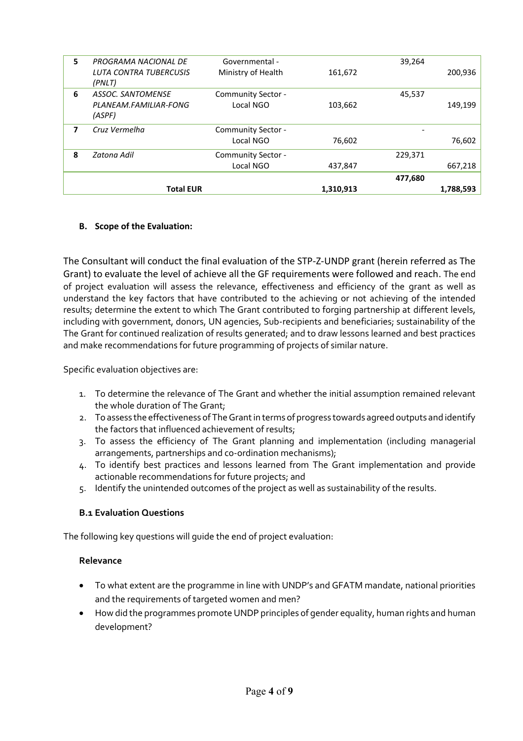| 5 | *PROGRAMA NACIONAL DE LUTA CONTRA TUBERCUSIS (PNLT)* | Governmental - Ministry of Health | 161,672 | 39,264 | 200,936 |
|---|---|---|---|---|---|
| 6 | *ASSOC. SANTOMENSE PLANEAM.FAMILIAR-FONG (ASPF)* | Community Sector - Local NGO | 103,662 | 45,537 | 149,199 |
| 7 | *Cruz Vermelha* | Community Sector - Local NGO | 76,602 | - | 76,602 |
| 8 | *Zatona Adil* | Community Sector - Local NGO | 437,847 | 229,371 | 667,218 |
| | **Total EUR** | | **1,310,913** | **477,680** | **1,788,593** |

#### B. Scope of the Evaluation:

The Consultant will conduct the final evaluation of the STP-Z-UNDP grant (herein referred as The Grant) to evaluate the level of achieve all the GF requirements were followed and reach. The end of project evaluation will assess the relevance, effectiveness and efficiency of the grant as well as understand the key factors that have contributed to the achieving or not achieving of the intended results; determine the extent to which The Grant contributed to forging partnership at different levels, including with government, donors, UN agencies, Sub-recipients and beneficiaries; sustainability of the The Grant for continued realization of results generated; and to draw lessons learned and best practices and make recommendations for future programming of projects of similar nature.

Specific evaluation objectives are:

1. To determine the relevance of The Grant and whether the initial assumption remained relevant the whole duration of The Grant;
2. To assess the effectiveness of The Grant in terms of progress towards agreed outputs and identify the factors that influenced achievement of results;
3. To assess the efficiency of The Grant planning and implementation (including managerial arrangements, partnerships and co-ordination mechanisms);
4. To identify best practices and lessons learned from The Grant implementation and provide actionable recommendations for future projects; and
5. Identify the unintended outcomes of the project as well as sustainability of the results.

#### B.1 Evaluation Questions

The following key questions will guide the end of project evaluation:

**Relevance**

- To what extent are the programme in line with UNDP's and GFATM mandate, national priorities and the requirements of targeted women and men?
- How did the programmes promote UNDP principles of gender equality, human rights and human development?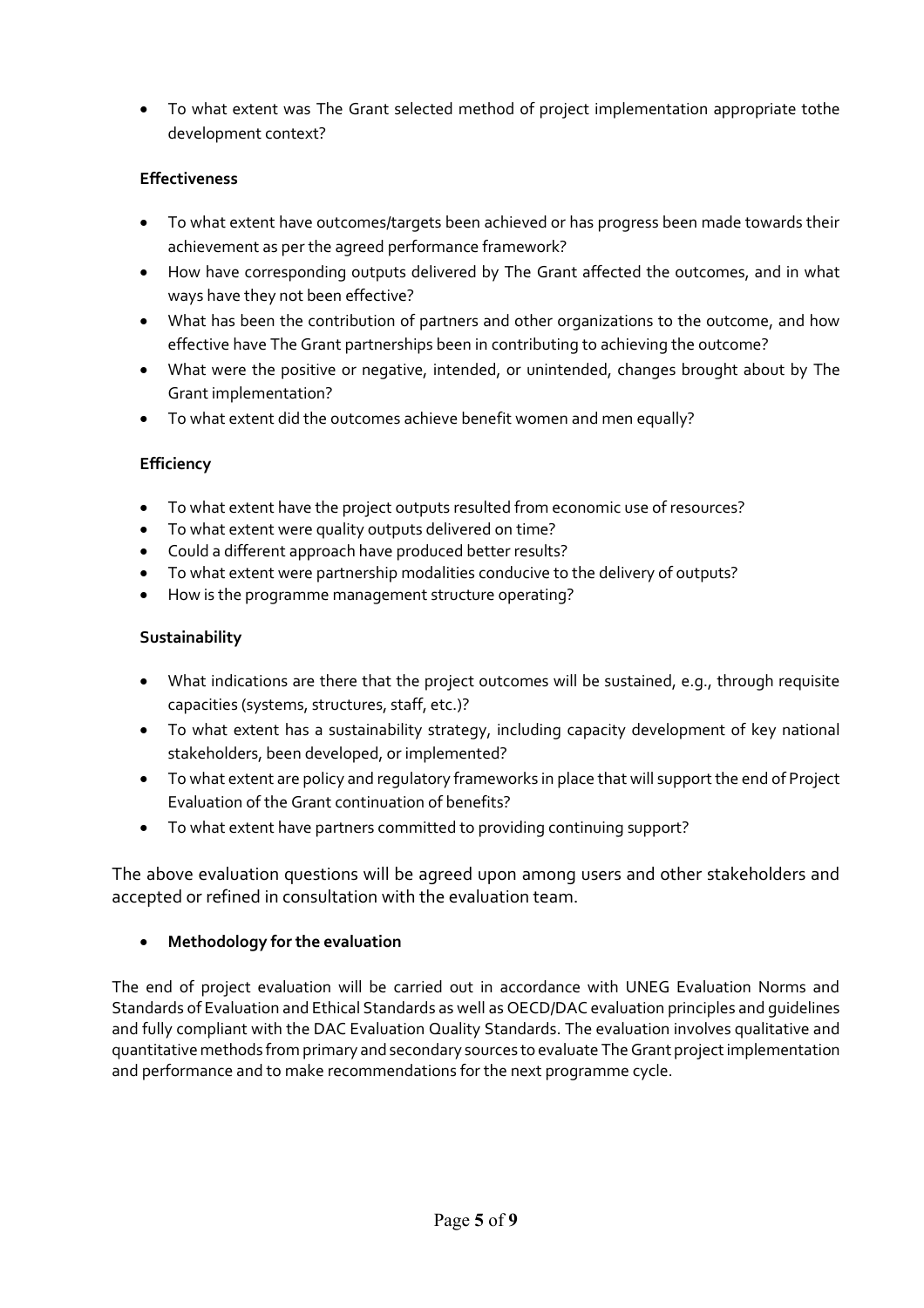- To what extent was The Grant selected method of project implementation appropriate tothe development context?

**Effectiveness**

- To what extent have outcomes/targets been achieved or has progress been made towards their achievement as per the agreed performance framework?
- How have corresponding outputs delivered by The Grant affected the outcomes, and in what ways have they not been effective?
- What has been the contribution of partners and other organizations to the outcome, and how effective have The Grant partnerships been in contributing to achieving the outcome?
- What were the positive or negative, intended, or unintended, changes brought about by The Grant implementation?
- To what extent did the outcomes achieve benefit women and men equally?

**Efficiency**

- To what extent have the project outputs resulted from economic use of resources?
- To what extent were quality outputs delivered on time?
- Could a different approach have produced better results?
- To what extent were partnership modalities conducive to the delivery of outputs?
- How is the programme management structure operating?

**Sustainability**

- What indications are there that the project outcomes will be sustained, e.g., through requisite capacities (systems, structures, staff, etc.)?
- To what extent has a sustainability strategy, including capacity development of key national stakeholders, been developed, or implemented?
- To what extent are policy and regulatory frameworks in place that will support the end of Project Evaluation of the Grant continuation of benefits?
- To what extent have partners committed to providing continuing support?

The above evaluation questions will be agreed upon among users and other stakeholders and accepted or refined in consultation with the evaluation team.

- **Methodology for the evaluation**

The end of project evaluation will be carried out in accordance with UNEG Evaluation Norms and Standards of Evaluation and Ethical Standards as well as OECD/DAC evaluation principles and guidelines and fully compliant with the DAC Evaluation Quality Standards. The evaluation involves qualitative and quantitative methods from primary and secondary sources to evaluate The Grant project implementation and performance and to make recommendations for the next programme cycle.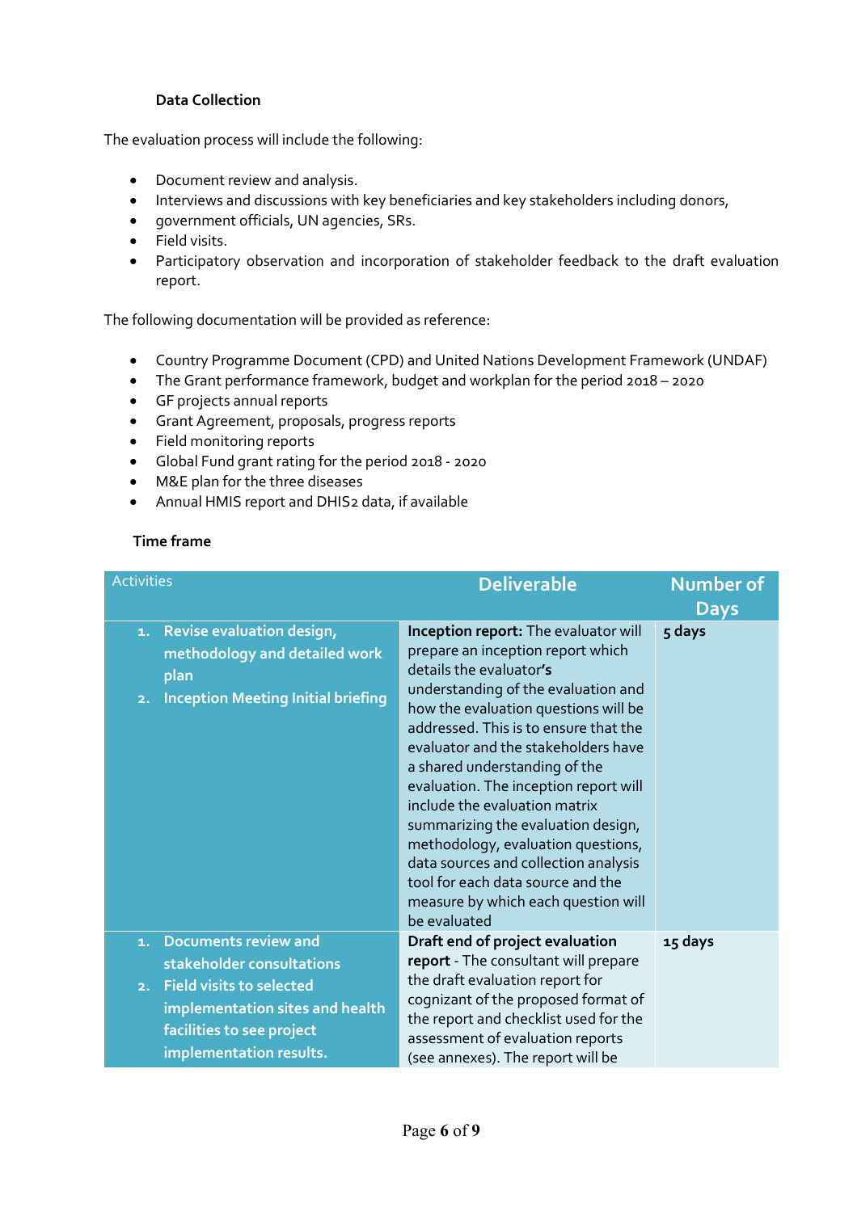### Data Collection

The evaluation process will include the following:

- Document review and analysis.
- Interviews and discussions with key beneficiaries and key stakeholders including donors,
- government officials, UN agencies, SRs.
- Field visits.
- Participatory observation and incorporation of stakeholder feedback to the draft evaluation report.

The following documentation will be provided as reference:

- Country Programme Document (CPD) and United Nations Development Framework (UNDAF)
- The Grant performance framework, budget and workplan for the period 2018 – 2020
- GF projects annual reports
- Grant Agreement, proposals, progress reports
- Field monitoring reports
- Global Fund grant rating for the period 2018 - 2020
- M&E plan for the three diseases
- Annual HMIS report and DHIS2 data, if available

### Time frame

| Activities | Deliverable | Number of Days |
|---|---|---|
| 1. **Revise evaluation design, methodology and detailed work plan**<br>2. **Inception Meeting Initial briefing** | **Inception report:** The evaluator will prepare an inception report which details the evaluator**'s** understanding of the evaluation and how the evaluation questions will be addressed. This is to ensure that the evaluator and the stakeholders have a shared understanding of the evaluation. The inception report will include the evaluation matrix summarizing the evaluation design, methodology, evaluation questions, data sources and collection analysis tool for each data source and the measure by which each question will be evaluated | **5 days** |
| 1. **Documents review and stakeholder consultations**<br>2. **Field visits to selected implementation sites and health facilities to see project implementation results.** | **Draft end of project evaluation report** - The consultant will prepare the draft evaluation report for cognizant of the proposed format of the report and checklist used for the assessment of evaluation reports (see annexes). The report will be | **15 days** |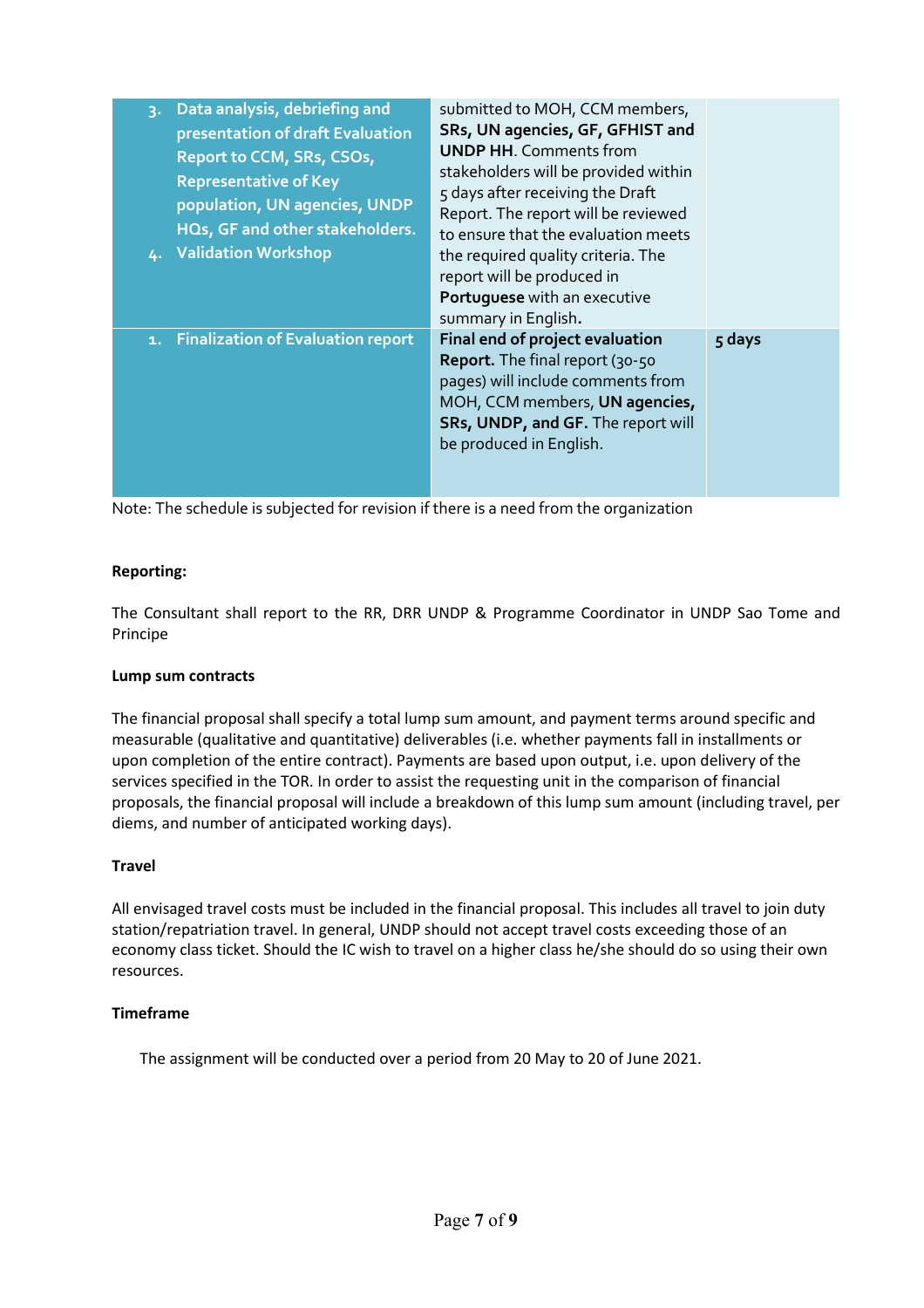| | | |
|---|---|---|
| 3. **Data analysis, debriefing and presentation of draft Evaluation Report to CCM, SRs, CSOs, Representative of Key population, UN agencies, UNDP HQs, GF and other stakeholders.**<br>4. **Validation Workshop** | submitted to MOH, CCM members, **SRs, UN agencies, GF, GFHIST and UNDP HH**. Comments from stakeholders will be provided within 5 days after receiving the Draft Report. The report will be reviewed to ensure that the evaluation meets the required quality criteria. The report will be produced in **Portuguese** with an executive summary in English**.** | |
| 1. **Finalization of Evaluation report** | **Final end of project evaluation Report.** The final report (30-50 pages) will include comments from MOH, CCM members, **UN agencies, SRs, UNDP, and GF.** The report will be produced in English. | 5 days |

Note: The schedule is subjected for revision if there is a need from the organization

**Reporting:**

The Consultant shall report to the RR, DRR UNDP & Programme Coordinator in UNDP Sao Tome and Principe

**Lump sum contracts**

The financial proposal shall specify a total lump sum amount, and payment terms around specific and measurable (qualitative and quantitative) deliverables (i.e. whether payments fall in installments or upon completion of the entire contract). Payments are based upon output, i.e. upon delivery of the services specified in the TOR. In order to assist the requesting unit in the comparison of financial proposals, the financial proposal will include a breakdown of this lump sum amount (including travel, per diems, and number of anticipated working days).

**Travel**

All envisaged travel costs must be included in the financial proposal. This includes all travel to join duty station/repatriation travel. In general, UNDP should not accept travel costs exceeding those of an economy class ticket. Should the IC wish to travel on a higher class he/she should do so using their own resources.

**Timeframe**

The assignment will be conducted over a period from 20 May to 20 of June 2021.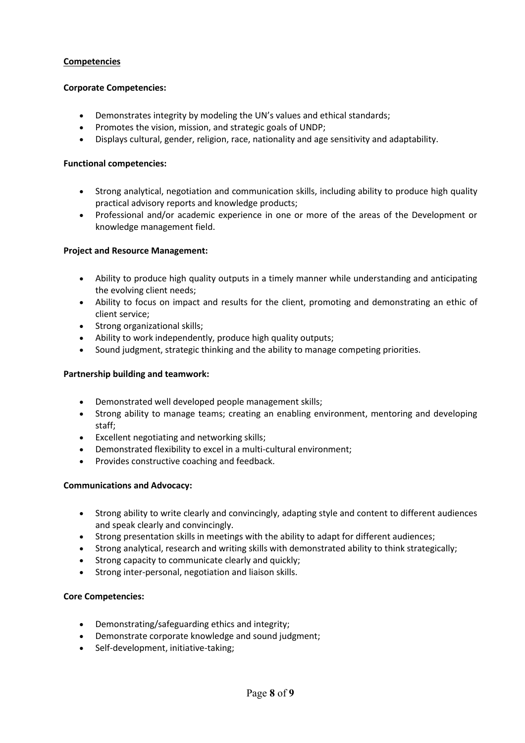**Competencies**

**Corporate Competencies:**

- Demonstrates integrity by modeling the UN's values and ethical standards;
- Promotes the vision, mission, and strategic goals of UNDP;
- Displays cultural, gender, religion, race, nationality and age sensitivity and adaptability.

**Functional competencies:**

- Strong analytical, negotiation and communication skills, including ability to produce high quality practical advisory reports and knowledge products;
- Professional and/or academic experience in one or more of the areas of the Development or knowledge management field.

**Project and Resource Management:**

- Ability to produce high quality outputs in a timely manner while understanding and anticipating the evolving client needs;
- Ability to focus on impact and results for the client, promoting and demonstrating an ethic of client service;
- Strong organizational skills;
- Ability to work independently, produce high quality outputs;
- Sound judgment, strategic thinking and the ability to manage competing priorities.

**Partnership building and teamwork:**

- Demonstrated well developed people management skills;
- Strong ability to manage teams; creating an enabling environment, mentoring and developing staff;
- Excellent negotiating and networking skills;
- Demonstrated flexibility to excel in a multi-cultural environment;
- Provides constructive coaching and feedback.

**Communications and Advocacy:**

- Strong ability to write clearly and convincingly, adapting style and content to different audiences and speak clearly and convincingly.
- Strong presentation skills in meetings with the ability to adapt for different audiences;
- Strong analytical, research and writing skills with demonstrated ability to think strategically;
- Strong capacity to communicate clearly and quickly;
- Strong inter-personal, negotiation and liaison skills.

**Core Competencies:**

- Demonstrating/safeguarding ethics and integrity;
- Demonstrate corporate knowledge and sound judgment;
- Self-development, initiative-taking;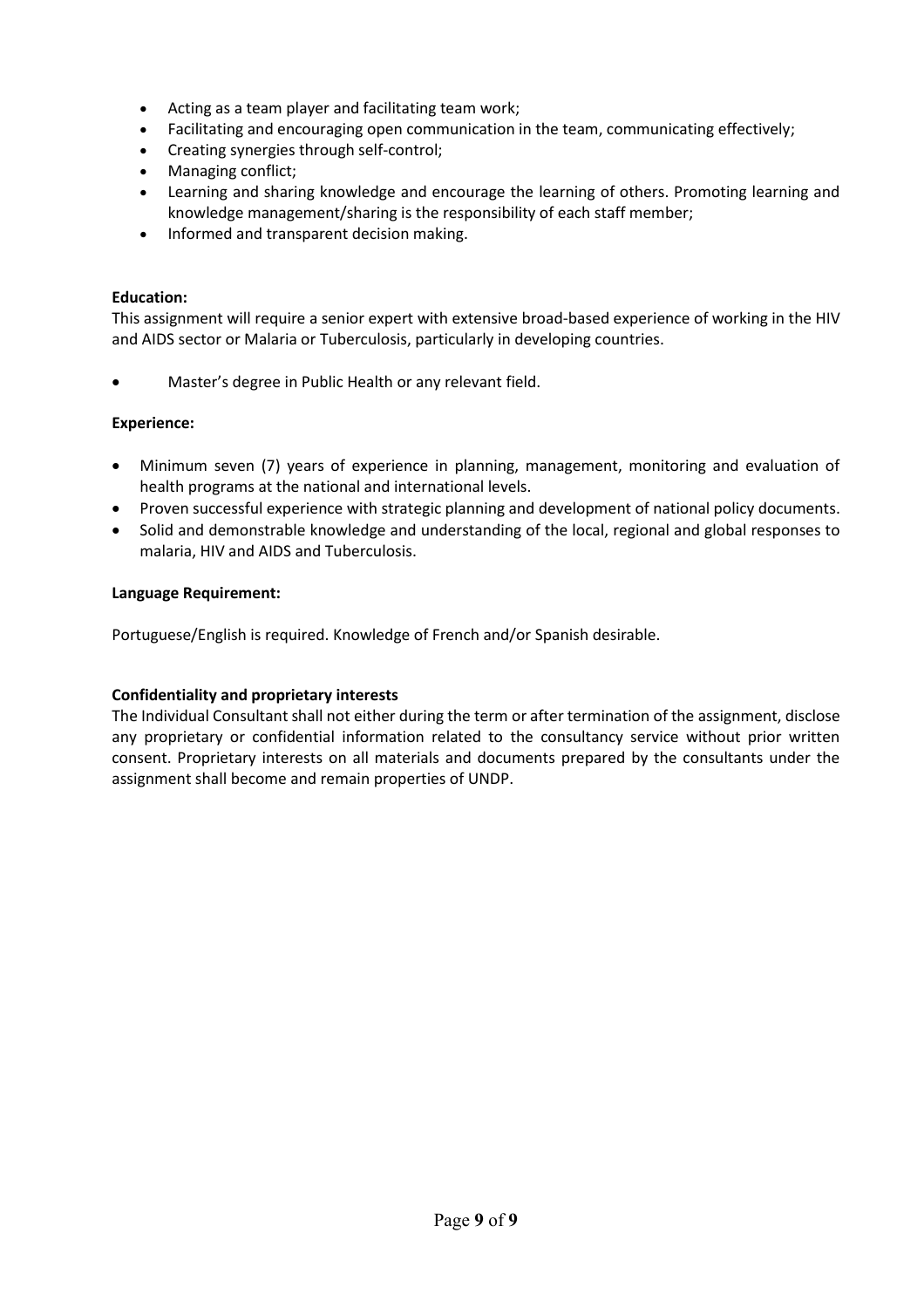- Acting as a team player and facilitating team work;
- Facilitating and encouraging open communication in the team, communicating effectively;
- Creating synergies through self-control;
- Managing conflict;
- Learning and sharing knowledge and encourage the learning of others. Promoting learning and knowledge management/sharing is the responsibility of each staff member;
- Informed and transparent decision making.

**Education:**
This assignment will require a senior expert with extensive broad-based experience of working in the HIV and AIDS sector or Malaria or Tuberculosis, particularly in developing countries.

- Master's degree in Public Health or any relevant field.

**Experience:**

- Minimum seven (7) years of experience in planning, management, monitoring and evaluation of health programs at the national and international levels.
- Proven successful experience with strategic planning and development of national policy documents.
- Solid and demonstrable knowledge and understanding of the local, regional and global responses to malaria, HIV and AIDS and Tuberculosis.

**Language Requirement:**

Portuguese/English is required. Knowledge of French and/or Spanish desirable.

**Confidentiality and proprietary interests**
The Individual Consultant shall not either during the term or after termination of the assignment, disclose any proprietary or confidential information related to the consultancy service without prior written consent. Proprietary interests on all materials and documents prepared by the consultants under the assignment shall become and remain properties of UNDP.